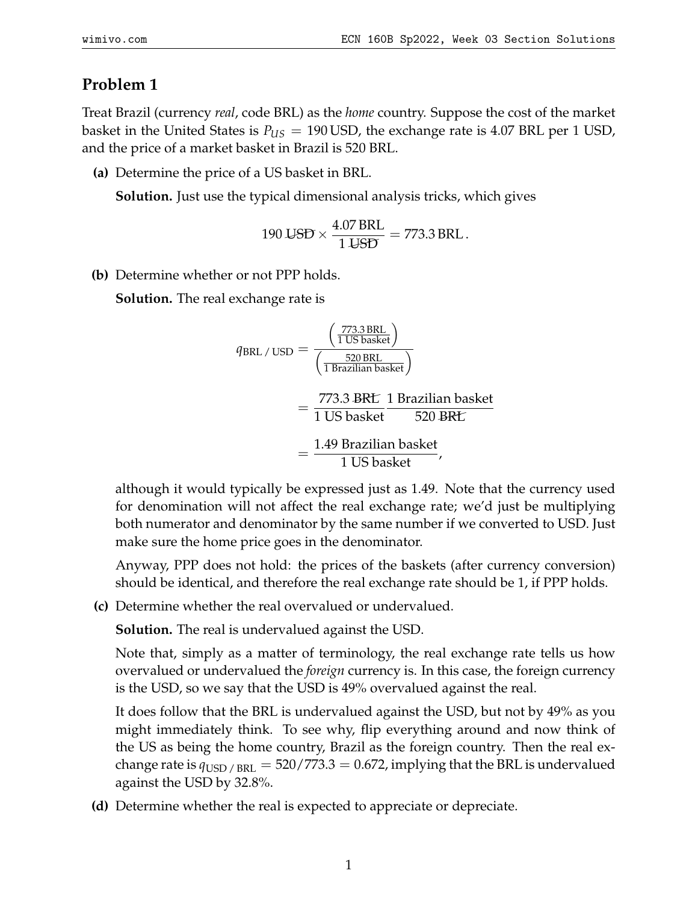## Problem 1

Treat Brazil (currency *real*, code BRL) as the *home* country. Suppose the cost of the market basket in the United States is $P_{US} = 190\,\text{USD}$, the exchange rate is 4.07 BRL per 1 USD, and the price of a market basket in Brazil is 520 BRL.

**(a)** Determine the price of a US basket in BRL.

**Solution.** Just use the typical dimensional analysis tricks, which gives

$$190\,\cancel{\text{USD}} \times \frac{4.07\,\text{BRL}}{1\,\cancel{\text{USD}}} = 773.3\,\text{BRL}\,.$$

**(b)** Determine whether or not PPP holds.

**Solution.** The real exchange rate is

$$
\begin{aligned}
q_{\text{BRL / USD}} &= \frac{\left(\frac{773.3\,\text{BRL}}{1\text{ US basket}}\right)}{\left(\frac{520\,\text{BRL}}{1\text{ Brazilian basket}}\right)} \\
&= \frac{773.3\,\cancel{\text{BRL}}}{1\text{ US basket}} \frac{1\text{ Brazilian basket}}{520\,\cancel{\text{BRL}}} \\
&= \frac{1.49\text{ Brazilian basket}}{1\text{ US basket}},
\end{aligned}
$$

although it would typically be expressed just as 1.49. Note that the currency used for denomination will not affect the real exchange rate; we'd just be multiplying both numerator and denominator by the same number if we converted to USD. Just make sure the home price goes in the denominator.

Anyway, PPP does not hold: the prices of the baskets (after currency conversion) should be identical, and therefore the real exchange rate should be 1, if PPP holds.

**(c)** Determine whether the real overvalued or undervalued.

**Solution.** The real is undervalued against the USD.

Note that, simply as a matter of terminology, the real exchange rate tells us how overvalued or undervalued the *foreign* currency is. In this case, the foreign currency is the USD, so we say that the USD is 49% overvalued against the real.

It does follow that the BRL is undervalued against the USD, but not by 49% as you might immediately think. To see why, flip everything around and now think of the US as being the home country, Brazil as the foreign country. Then the real exchange rate is $q_{\text{USD / BRL}} = 520/773.3 = 0.672$, implying that the BRL is undervalued against the USD by 32.8%.

**(d)** Determine whether the real is expected to appreciate or depreciate.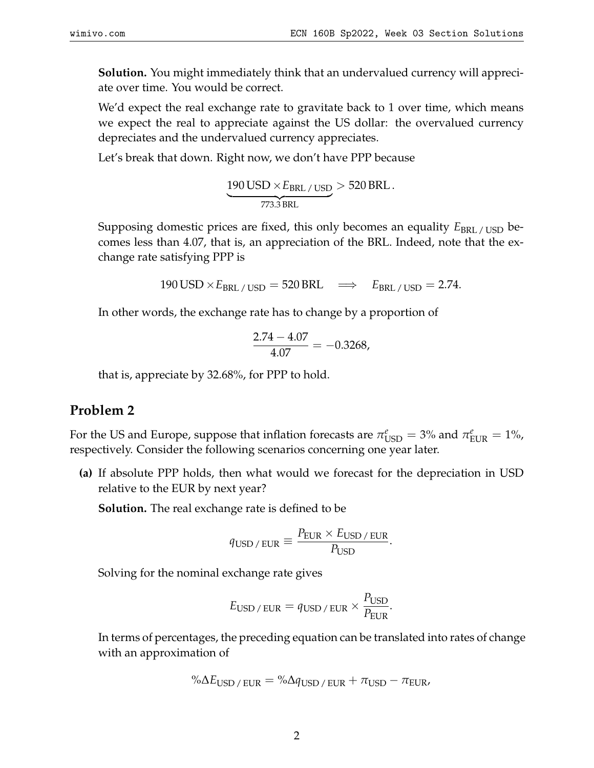**Solution.** You might immediately think that an undervalued currency will appreciate over time. You would be correct.

We'd expect the real exchange rate to gravitate back to 1 over time, which means we expect the real to appreciate against the US dollar: the overvalued currency depreciates and the undervalued currency appreciates.

Let's break that down. Right now, we don't have PPP because

$$\underbrace{190\,\text{USD} \times E_{\text{BRL / USD}}}_{773.3\,\text{BRL}} > 520\,\text{BRL}\,.$$

Supposing domestic prices are fixed, this only becomes an equality $E_{\text{BRL / USD}}$ becomes less than 4.07, that is, an appreciation of the BRL. Indeed, note that the exchange rate satisfying PPP is

$$190\,\text{USD} \times E_{\text{BRL / USD}} = 520\,\text{BRL} \quad \Longrightarrow \quad E_{\text{BRL / USD}} = 2.74.$$

In other words, the exchange rate has to change by a proportion of

$$\frac{2.74 - 4.07}{4.07} = -0.3268,$$

that is, appreciate by 32.68%, for PPP to hold.

## Problem 2

For the US and Europe, suppose that inflation forecasts are $\pi^e_{\text{USD}} = 3\%$ and $\pi^e_{\text{EUR}} = 1\%$, respectively. Consider the following scenarios concerning one year later.

**(a)** If absolute PPP holds, then what would we forecast for the depreciation in USD relative to the EUR by next year?

**Solution.** The real exchange rate is defined to be

$$q_{\text{USD / EUR}} \equiv \frac{P_{\text{EUR}} \times E_{\text{USD / EUR}}}{P_{\text{USD}}}.$$

Solving for the nominal exchange rate gives

$$E_{\text{USD / EUR}} = q_{\text{USD / EUR}} \times \frac{P_{\text{USD}}}{P_{\text{EUR}}}.$$

In terms of percentages, the preceding equation can be translated into rates of change with an approximation of

$$\%\Delta E_{\text{USD / EUR}} = \%\Delta q_{\text{USD / EUR}} + \pi_{\text{USD}} - \pi_{\text{EUR}},$$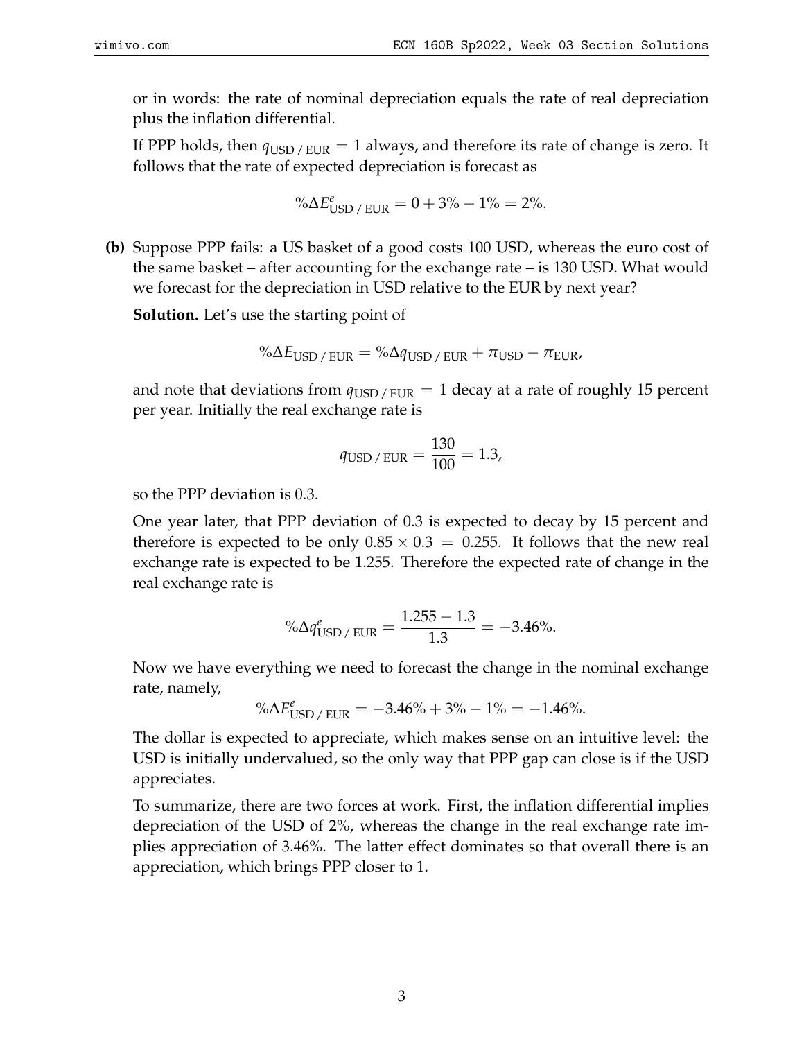or in words: the rate of nominal depreciation equals the rate of real depreciation plus the inflation differential.

If PPP holds, then $q_{\text{USD / EUR}} = 1$ always, and therefore its rate of change is zero. It follows that the rate of expected depreciation is forecast as

$$\%\Delta E^e_{\text{USD / EUR}} = 0 + 3\% - 1\% = 2\%.$$

**(b)** Suppose PPP fails: a US basket of a good costs 100 USD, whereas the euro cost of the same basket – after accounting for the exchange rate – is 130 USD. What would we forecast for the depreciation in USD relative to the EUR by next year?

**Solution.** Let's use the starting point of

$$\%\Delta E_{\text{USD / EUR}} = \%\Delta q_{\text{USD / EUR}} + \pi_{\text{USD}} - \pi_{\text{EUR}},$$

and note that deviations from $q_{\text{USD / EUR}} = 1$ decay at a rate of roughly 15 percent per year. Initially the real exchange rate is

$$q_{\text{USD / EUR}} = \frac{130}{100} = 1.3,$$

so the PPP deviation is 0.3.

One year later, that PPP deviation of 0.3 is expected to decay by 15 percent and therefore is expected to be only $0.85 \times 0.3 = 0.255$. It follows that the new real exchange rate is expected to be 1.255. Therefore the expected rate of change in the real exchange rate is

$$\%\Delta q^e_{\text{USD / EUR}} = \frac{1.255 - 1.3}{1.3} = -3.46\%.$$

Now we have everything we need to forecast the change in the nominal exchange rate, namely,

$$\%\Delta E^e_{\text{USD / EUR}} = -3.46\% + 3\% - 1\% = -1.46\%.$$

The dollar is expected to appreciate, which makes sense on an intuitive level: the USD is initially undervalued, so the only way that PPP gap can close is if the USD appreciates.

To summarize, there are two forces at work. First, the inflation differential implies depreciation of the USD of 2%, whereas the change in the real exchange rate implies appreciation of 3.46%. The latter effect dominates so that overall there is an appreciation, which brings PPP closer to 1.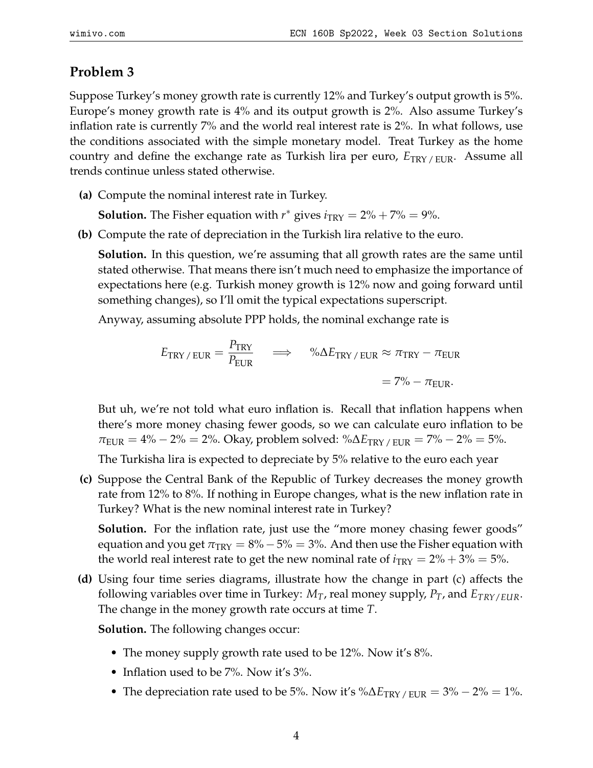## Problem 3

Suppose Turkey's money growth rate is currently 12% and Turkey's output growth is 5%. Europe's money growth rate is 4% and its output growth is 2%. Also assume Turkey's inflation rate is currently 7% and the world real interest rate is 2%. In what follows, use the conditions associated with the simple monetary model. Treat Turkey as the home country and define the exchange rate as Turkish lira per euro, $E_{\text{TRY / EUR}}$. Assume all trends continue unless stated otherwise.

**(a)** Compute the nominal interest rate in Turkey.

**Solution.** The Fisher equation with $r^*$ gives $i_{\text{TRY}} = 2\% + 7\% = 9\%$.

**(b)** Compute the rate of depreciation in the Turkish lira relative to the euro.

**Solution.** In this question, we're assuming that all growth rates are the same until stated otherwise. That means there isn't much need to emphasize the importance of expectations here (e.g. Turkish money growth is 12% now and going forward until something changes), so I'll omit the typical expectations superscript.

Anyway, assuming absolute PPP holds, the nominal exchange rate is

$$E_{\text{TRY / EUR}} = \frac{P_{\text{TRY}}}{P_{\text{EUR}}} \quad \Longrightarrow \quad \%\Delta E_{\text{TRY / EUR}} \approx \pi_{\text{TRY}} - \pi_{\text{EUR}}$$

$$= 7\% - \pi_{\text{EUR}}.$$

But uh, we're not told what euro inflation is. Recall that inflation happens when there's more money chasing fewer goods, so we can calculate euro inflation to be $\pi_{\text{EUR}} = 4\% - 2\% = 2\%$. Okay, problem solved: $\%\Delta E_{\text{TRY / EUR}} = 7\% - 2\% = 5\%$.

The Turkisha lira is expected to depreciate by 5% relative to the euro each year

**(c)** Suppose the Central Bank of the Republic of Turkey decreases the money growth rate from 12% to 8%. If nothing in Europe changes, what is the new inflation rate in Turkey? What is the new nominal interest rate in Turkey?

**Solution.** For the inflation rate, just use the "more money chasing fewer goods" equation and you get $\pi_{\text{TRY}} = 8\% - 5\% = 3\%$. And then use the Fisher equation with the world real interest rate to get the new nominal rate of $i_{\text{TRY}} = 2\% + 3\% = 5\%$.

**(d)** Using four time series diagrams, illustrate how the change in part (c) affects the following variables over time in Turkey: $M_T$, real money supply, $P_T$, and $E_{TRY/EUR}$. The change in the money growth rate occurs at time $T$.

**Solution.** The following changes occur:

- The money supply growth rate used to be 12%. Now it's 8%.
- Inflation used to be 7%. Now it's 3%.
- The depreciation rate used to be 5%. Now it's $\%\Delta E_{\text{TRY / EUR}} = 3\% - 2\% = 1\%$.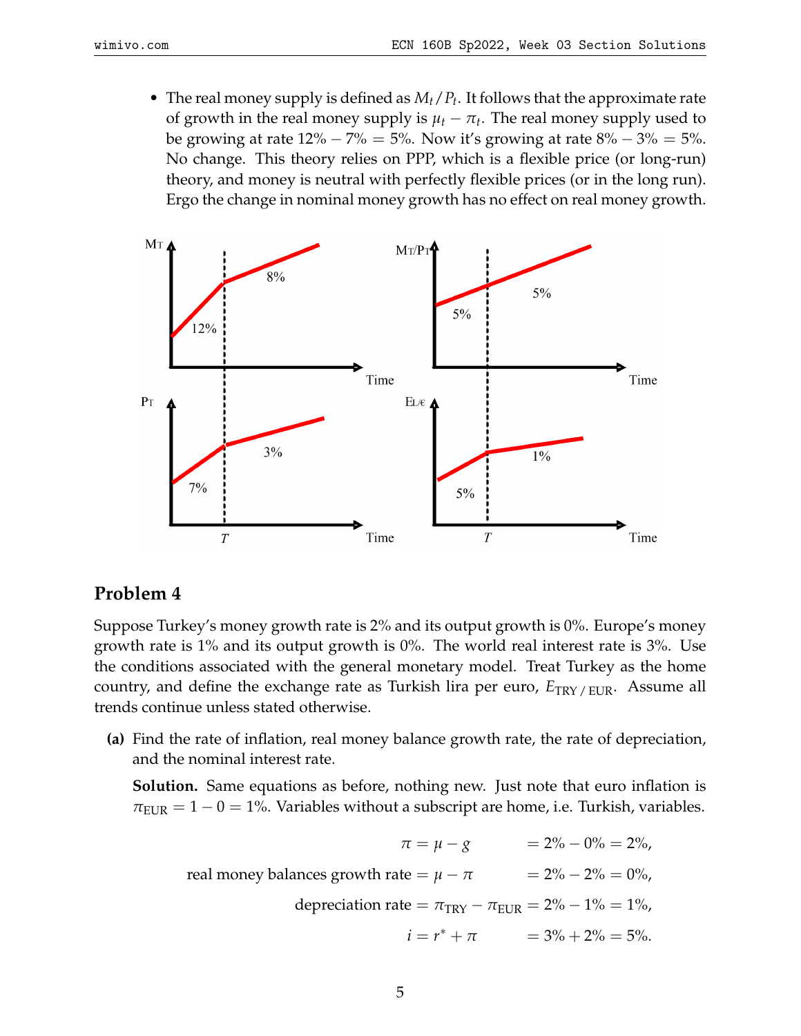- The real money supply is defined as $M_t/P_t$. It follows that the approximate rate of growth in the real money supply is $\mu_t - \pi_t$. The real money supply used to be growing at rate $12\% - 7\% = 5\%$. Now it's growing at rate $8\% - 3\% = 5\%$. No change. This theory relies on PPP, which is a flexible price (or long-run) theory, and money is neutral with perfectly flexible prices (or in the long run). Ergo the change in nominal money growth has no effect on real money growth.

## Problem 4

Suppose Turkey's money growth rate is 2% and its output growth is 0%. Europe's money growth rate is 1% and its output growth is 0%. The world real interest rate is 3%. Use the conditions associated with the general monetary model. Treat Turkey as the home country, and define the exchange rate as Turkish lira per euro, $E_{\text{TRY / EUR}}$. Assume all trends continue unless stated otherwise.

**(a)** Find the rate of inflation, real money balance growth rate, the rate of depreciation, and the nominal interest rate.

**Solution.** Same equations as before, nothing new. Just note that euro inflation is $\pi_{\text{EUR}} = 1 - 0 = 1\%$. Variables without a subscript are home, i.e. Turkish, variables.

$$
\begin{aligned}
\pi = \mu - g &= 2\% - 0\% = 2\%, \\
\text{real money balances growth rate} = \mu - \pi &= 2\% - 2\% = 0\%, \\
\text{depreciation rate} = \pi_{\text{TRY}} - \pi_{\text{EUR}} &= 2\% - 1\% = 1\%, \\
i = r^* + \pi &= 3\% + 2\% = 5\%.
\end{aligned}
$$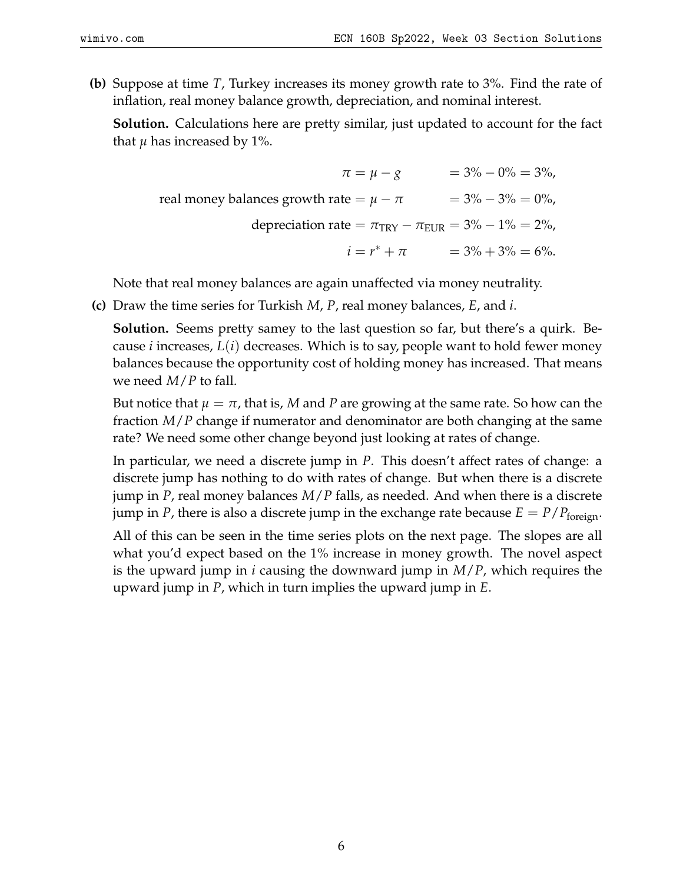**(b)** Suppose at time $T$, Turkey increases its money growth rate to 3%. Find the rate of inflation, real money balance growth, depreciation, and nominal interest.

**Solution.** Calculations here are pretty similar, just updated to account for the fact that $\mu$ has increased by 1%.

$$
\begin{aligned}
\pi = \mu - g \quad &= 3\% - 0\% = 3\%, \\
\text{real money balances growth rate} = \mu - \pi \quad &= 3\% - 3\% = 0\%, \\
\text{depreciation rate} = \pi_{\text{TRY}} - \pi_{\text{EUR}} &= 3\% - 1\% = 2\%, \\
i = r^* + \pi \quad &= 3\% + 3\% = 6\%.
\end{aligned}
$$

Note that real money balances are again unaffected via money neutrality.

**(c)** Draw the time series for Turkish $M$, $P$, real money balances, $E$, and $i$.

**Solution.** Seems pretty samey to the last question so far, but there's a quirk. Because $i$ increases, $L(i)$ decreases. Which is to say, people want to hold fewer money balances because the opportunity cost of holding money has increased. That means we need $M/P$ to fall.

But notice that $\mu = \pi$, that is, $M$ and $P$ are growing at the same rate. So how can the fraction $M/P$ change if numerator and denominator are both changing at the same rate? We need some other change beyond just looking at rates of change.

In particular, we need a discrete jump in $P$. This doesn't affect rates of change: a discrete jump has nothing to do with rates of change. But when there is a discrete jump in $P$, real money balances $M/P$ falls, as needed. And when there is a discrete jump in $P$, there is also a discrete jump in the exchange rate because $E = P/P_{\text{foreign}}$.

All of this can be seen in the time series plots on the next page. The slopes are all what you'd expect based on the 1% increase in money growth. The novel aspect is the upward jump in $i$ causing the downward jump in $M/P$, which requires the upward jump in $P$, which in turn implies the upward jump in $E$.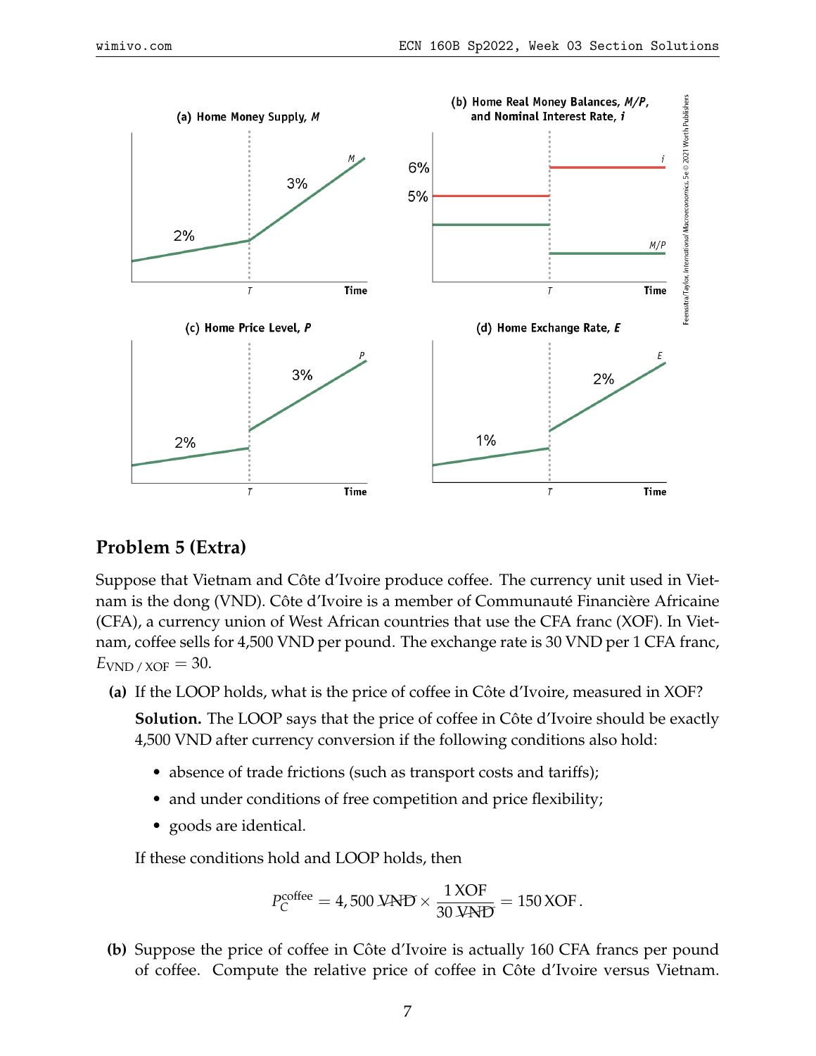## Problem 5 (Extra)

Suppose that Vietnam and Côte d'Ivoire produce coffee. The currency unit used in Vietnam is the dong (VND). Côte d'Ivoire is a member of Communauté Financière Africaine (CFA), a currency union of West African countries that use the CFA franc (XOF). In Vietnam, coffee sells for 4,500 VND per pound. The exchange rate is 30 VND per 1 CFA franc, $E_{\text{VND / XOF}} = 30$.

**(a)** If the LOOP holds, what is the price of coffee in Côte d'Ivoire, measured in XOF?

**Solution.** The LOOP says that the price of coffee in Côte d'Ivoire should be exactly 4,500 VND after currency conversion if the following conditions also hold:

- absence of trade frictions (such as transport costs and tariffs);
- and under conditions of free competition and price flexibility;
- goods are identical.

If these conditions hold and LOOP holds, then

$$P_C^{\text{coffee}} = 4,500\,\cancel{\text{VND}} \times \frac{1\,\text{XOF}}{30\,\cancel{\text{VND}}} = 150\,\text{XOF}\,.$$

**(b)** Suppose the price of coffee in Côte d'Ivoire is actually 160 CFA francs per pound of coffee. Compute the relative price of coffee in Côte d'Ivoire versus Vietnam.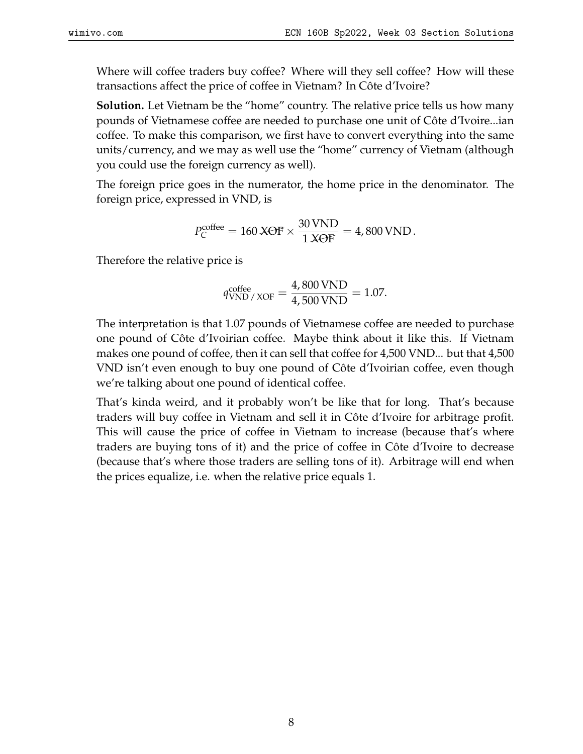Where will coffee traders buy coffee? Where will they sell coffee? How will these transactions affect the price of coffee in Vietnam? In Côte d'Ivoire?

**Solution.** Let Vietnam be the "home" country. The relative price tells us how many pounds of Vietnamese coffee are needed to purchase one unit of Côte d'Ivoire...ian coffee. To make this comparison, we first have to convert everything into the same units/currency, and we may as well use the "home" currency of Vietnam (although you could use the foreign currency as well).

The foreign price goes in the numerator, the home price in the denominator. The foreign price, expressed in VND, is

$$P_C^{\text{coffee}} = 160\,\cancel{\text{XOF}} \times \frac{30\,\text{VND}}{1\,\cancel{\text{XOF}}} = 4,800\,\text{VND}\,.$$

Therefore the relative price is

$$q_{\text{VND / XOF}}^{\text{coffee}} = \frac{4,800\,\text{VND}}{4,500\,\text{VND}} = 1.07.$$

The interpretation is that 1.07 pounds of Vietnamese coffee are needed to purchase one pound of Côte d'Ivoirian coffee. Maybe think about it like this. If Vietnam makes one pound of coffee, then it can sell that coffee for 4,500 VND... but that 4,500 VND isn't even enough to buy one pound of Côte d'Ivoirian coffee, even though we're talking about one pound of identical coffee.

That's kinda weird, and it probably won't be like that for long. That's because traders will buy coffee in Vietnam and sell it in Côte d'Ivoire for arbitrage profit. This will cause the price of coffee in Vietnam to increase (because that's where traders are buying tons of it) and the price of coffee in Côte d'Ivoire to decrease (because that's where those traders are selling tons of it). Arbitrage will end when the prices equalize, i.e. when the relative price equals 1.